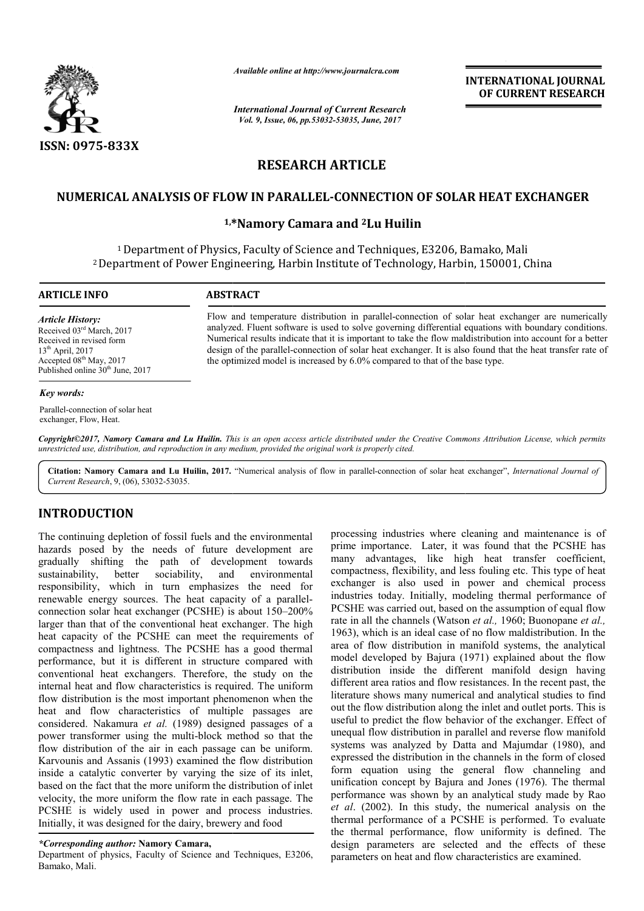ISSN: 0975-833X

*Available online at http://www.journalcra.com*

*International Journal of Current Research*

**INTERNATIONAL JOURNAL OF CURRENT RESEARCH**

## RESEARCH ARTICLE

# NUMERICAL ANALYSIS OF FLOW IN PARALLEL-CONNECTION OF SOLAR HEAT EXCHANGER

**[1,*]Namory Camara and [2]Lu Huilin**

[1] Department of Physics, Faculty of Science and Techniques, E3206, Bamako, Mali

[2] Department of Power Engineering, Harbin Institute of Technology, Harbin, 150001, China

**ARTICLE INFO**

*Article History:*

Received 03rd March, 2017

Received in revised form 13th April, 2017

Accepted 08th May, 2017

Published online 30th June, 2017

*Key words:*

Parallel-connection of solar heat exchanger, Flow, Heat.

**ABSTRACT**

Flow and temperature distribution in parallel-connection of solar heat exchanger are numerically analyzed. Fluent software is used to solve governing differential equations with boundary conditions. Numerical results indicate that it is important to take the flow maldistribution into account for a better design of the parallel-connection of solar heat exchanger. It is also found that the heat transfer rate of the optimized model is increased by 6.0% compared to that of the base type.

***Copyright©2017, Namory Camara and Lu Huilin.*** *This is an open access article distributed under the Creative Commons Attribution License, which permits unrestricted use, distribution, and reproduction in any medium, provided the original work is properly cited.*

**Citation: Namory Camara and Lu Huilin, 2017.** "Numerical analysis of flow in parallel-connection of solar heat exchanger", *International Journal of Current Research*, 9, (06), 53032-53035.

## INTRODUCTION

The continuing depletion of fossil fuels and the environmental hazards posed by the needs of future development are gradually shifting the path of development towards sustainability, better sociability, and environmental responsibility, which in turn emphasizes the need for renewable energy sources. The heat capacity of a parallel-connection solar heat exchanger (PCSHE) is about 150–200% larger than that of the conventional heat exchanger. The high heat capacity of the PCSHE can meet the requirements of compactness and lightness. The PCSHE has a good thermal performance, but it is different in structure compared with conventional heat exchangers. Therefore, the study on the internal heat and flow characteristics is required. The uniform flow distribution is the most important phenomenon when the heat and flow characteristics of multiple passages are considered. Nakamura *et al.* (1989) designed passages of a power transformer using the multi-block method so that the flow distribution of the air in each passage can be uniform. Karvounis and Assanis (1993) examined the flow distribution inside a catalytic converter by varying the size of its inlet, based on the fact that the more uniform the distribution of inlet velocity, the more uniform the flow rate in each passage. The PCSHE is widely used in power and process industries. Initially, it was designed for the dairy, brewery and food processing industries where cleaning and maintenance is of prime importance. Later, it was found that the PCSHE has many advantages, like high heat transfer coefficient, compactness, flexibility, and less fouling etc. This type of heat exchanger is also used in power and chemical process industries today. Initially, modeling thermal performance of PCSHE was carried out, based on the assumption of equal flow rate in all the channels (Watson *et al.,* 1960; Buonopane *et al.,* 1963), which is an ideal case of no flow maldistribution. In the area of flow distribution in manifold systems, the analytical model developed by Bajura (1971) explained about the flow distribution inside the different manifold design having different area ratios and flow resistances. In the recent past, the literature shows many numerical and analytical studies to find out the flow distribution along the inlet and outlet ports. This is useful to predict the flow behavior of the exchanger. Effect of unequal flow distribution in parallel and reverse flow manifold systems was analyzed by Datta and Majumdar (1980), and expressed the distribution in the channels in the form of closed form equation using the general flow channeling and unification concept by Bajura and Jones (1976). The thermal performance was shown by an analytical study made by Rao *et al*. (2002). In this study, the numerical analysis on the thermal performance of a PCSHE is performed. To evaluate the thermal performance, flow uniformity is defined. The design parameters are selected and the effects of these parameters on heat and flow characteristics are examined.

**\*Corresponding author:* Namory Camara,**

Department of physics, Faculty of Science and Techniques, E3206, Bamako, Mali.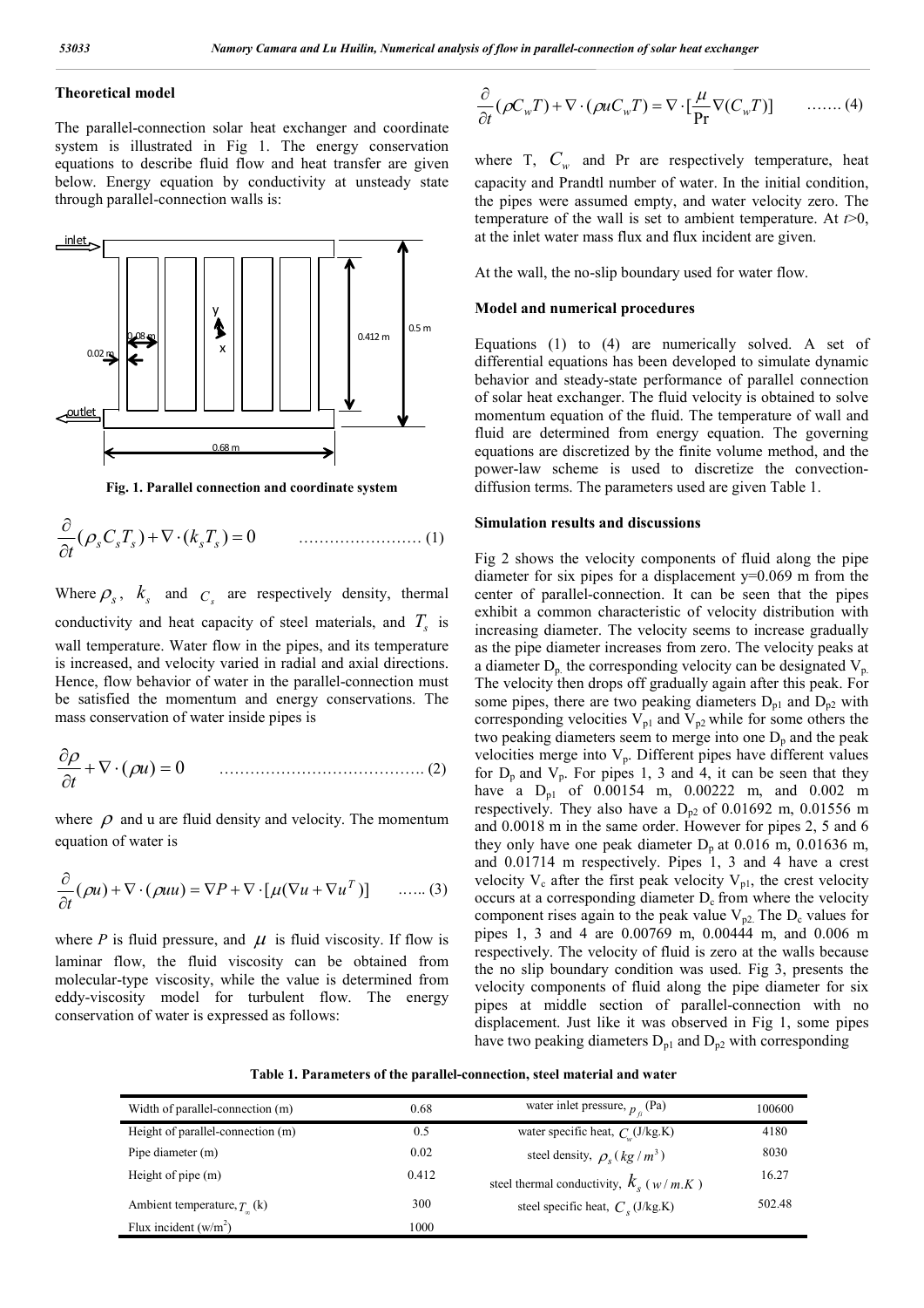## Theoretical model

The parallel-connection solar heat exchanger and coordinate system is illustrated in Fig 1. The energy conservation equations to describe fluid flow and heat transfer are given below. Energy equation by conductivity at unsteady state through parallel-connection walls is:

**Fig. 1. Parallel connection and coordinate system**

$$\frac{\partial}{\partial t}(\rho_s C_s T_s) + \nabla \cdot (k_s T_s) = 0 \qquad \text{……………………. (1)}$$

Where $\rho_s$, $k_s$ and $C_s$ are respectively density, thermal conductivity and heat capacity of steel materials, and $T_s$ is wall temperature. Water flow in the pipes, and its temperature is increased, and velocity varied in radial and axial directions. Hence, flow behavior of water in the parallel-connection must be satisfied the momentum and energy conservations. The mass conservation of water inside pipes is

$$\frac{\partial \rho}{\partial t} + \nabla \cdot (\rho u) = 0 \qquad \text{…………………………………. (2)}$$

where $\rho$ and u are fluid density and velocity. The momentum equation of water is

$$\frac{\partial}{\partial t}(\rho u) + \nabla \cdot (\rho u u) = \nabla P + \nabla \cdot [\mu(\nabla u + \nabla u^T)] \qquad \text{….. (3)}$$

where *P* is fluid pressure, and $\mu$ is fluid viscosity. If flow is laminar flow, the fluid viscosity can be obtained from molecular-type viscosity, while the value is determined from eddy-viscosity model for turbulent flow. The energy conservation of water is expressed as follows:

$$\frac{\partial}{\partial t}(\rho C_w T) + \nabla \cdot (\rho u C_w T) = \nabla \cdot [\frac{\mu}{\Pr} \nabla (C_w T)] \qquad \text{……. (4)}$$

where T, $C_w$ and Pr are respectively temperature, heat capacity and Prandtl number of water. In the initial condition, the pipes were assumed empty, and water velocity zero. The temperature of the wall is set to ambient temperature. At $t$>0, at the inlet water mass flux and flux incident are given.

At the wall, the no-slip boundary used for water flow.

## Model and numerical procedures

Equations (1) to (4) are numerically solved. A set of differential equations has been developed to simulate dynamic behavior and steady-state performance of parallel connection of solar heat exchanger. The fluid velocity is obtained to solve momentum equation of the fluid. The temperature of wall and fluid are determined from energy equation. The governing equations are discretized by the finite volume method, and the power-law scheme is used to discretize the convection-diffusion terms. The parameters used are given Table 1.

## Simulation results and discussions

Fig 2 shows the velocity components of fluid along the pipe diameter for six pipes for a displacement y=0.069 m from the center of parallel-connection. It can be seen that the pipes exhibit a common characteristic of velocity distribution with increasing diameter. The velocity seems to increase gradually as the pipe diameter increases from zero. The velocity peaks at a diameter $D_p$, the corresponding velocity can be designated $V_p$. The velocity then drops off gradually again after this peak. For some pipes, there are two peaking diameters $D_{p1}$ and $D_{p2}$ with corresponding velocities $V_{p1}$ and $V_{p2}$ while for some others the two peaking diameters seem to merge into one $D_p$ and the peak velocities merge into $V_p$. Different pipes have different values for $D_p$ and $V_p$. For pipes 1, 3 and 4, it can be seen that they have a $D_{p1}$ of 0.00154 m, 0.00222 m, and 0.002 m respectively. They also have a $D_{p2}$ of 0.01692 m, 0.01556 m and 0.0018 m in the same order. However for pipes 2, 5 and 6 they only have one peak diameter $D_p$ at 0.016 m, 0.01636 m, and 0.01714 m respectively. Pipes 1, 3 and 4 have a crest velocity $V_c$ after the first peak velocity $V_{p1}$, the crest velocity occurs at a corresponding diameter $D_c$ from where the velocity component rises again to the peak value $V_{p2}$. The $D_c$ values for pipes 1, 3 and 4 are 0.00769 m, 0.00444 m, and 0.006 m respectively. The velocity of fluid is zero at the walls because the no slip boundary condition was used. Fig 3, presents the velocity components of fluid along the pipe diameter for six pipes at middle section of parallel-connection with no displacement. Just like it was observed in Fig 1, some pipes have two peaking diameters $D_{p1}$ and $D_{p2}$ with corresponding

**Table 1. Parameters of the parallel-connection, steel material and water**

| Parameter | Value | Parameter | Value |
|---|---|---|---|
| Width of parallel-connection (m) | 0.68 | water inlet pressure, $p_{fi}$ (Pa) | 100600 |
| Height of parallel-connection (m) | 0.5 | water specific heat, $C_w$ (J/kg.K) | 4180 |
| Pipe diameter (m) | 0.02 | steel density, $\rho_s$ ($kg/m^3$) | 8030 |
| Height of pipe (m) | 0.412 | steel thermal conductivity, $k_s$ ($w/m.K$) | 16.27 |
| Ambient temperature, $T_\infty$ (k) | 300 | steel specific heat, $C_s$ (J/kg.K) | 502.48 |
| Flux incident ($w/m^2$) | 1000 | | |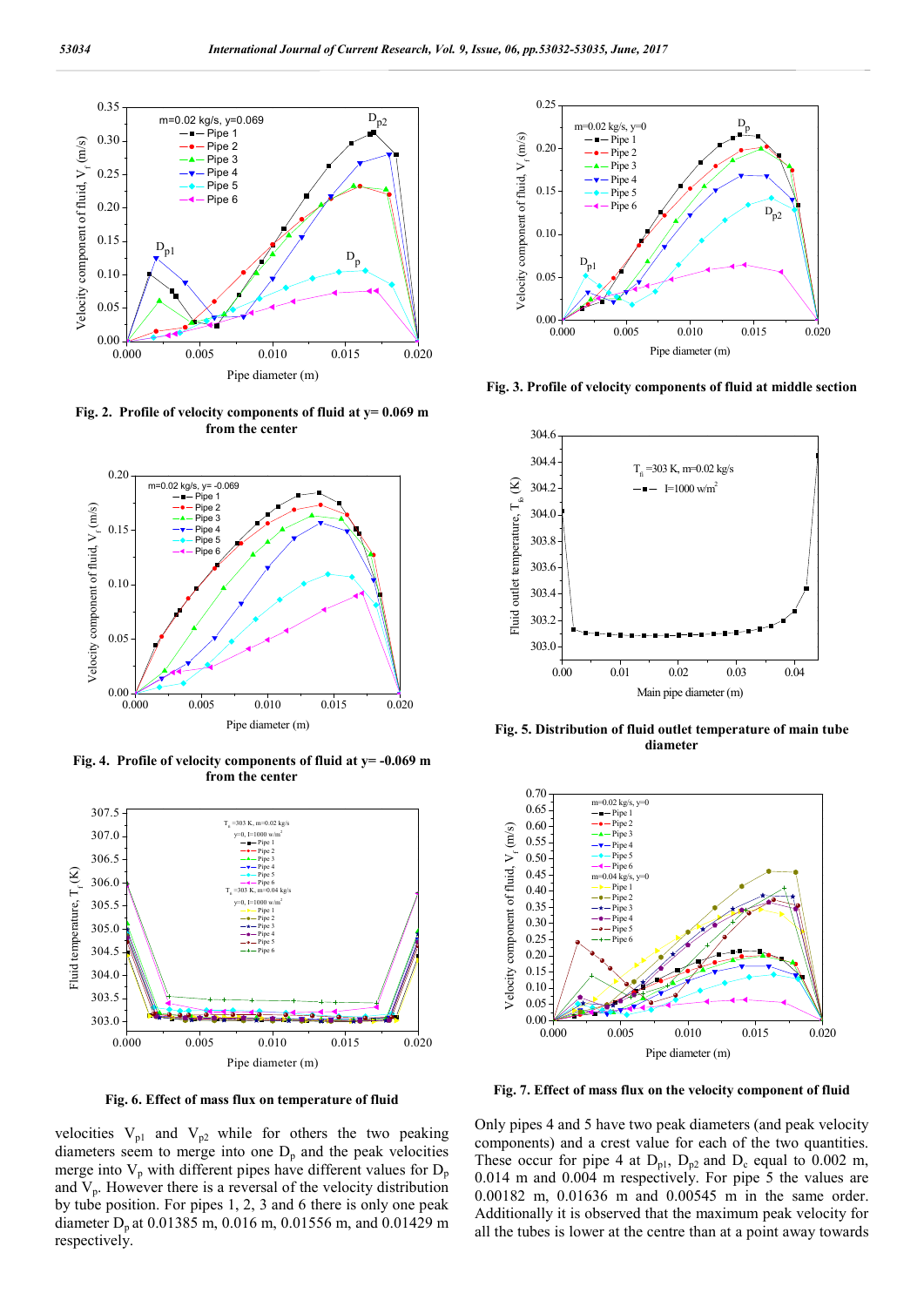Fig. 2. Profile of velocity components of fluid at y= 0.069 m from the center

Fig. 3. Profile of velocity components of fluid at middle section

Fig. 4. Profile of velocity components of fluid at y= -0.069 m from the center

Fig. 5. Distribution of fluid outlet temperature of main tube diameter

Fig. 6. Effect of mass flux on temperature of fluid

Fig. 7. Effect of mass flux on the velocity component of fluid

velocities $V_{p1}$ and $V_{p2}$ while for others the two peaking diameters seem to merge into one $D_p$ and the peak velocities merge into $V_p$ with different pipes have different values for $D_p$ and $V_p$. However there is a reversal of the velocity distribution by tube position. For pipes 1, 2, 3 and 6 there is only one peak diameter $D_p$ at 0.01385 m, 0.016 m, 0.01556 m, and 0.01429 m respectively.

Only pipes 4 and 5 have two peak diameters (and peak velocity components) and a crest value for each of the two quantities. These occur for pipe 4 at $D_{p1}$, $D_{p2}$ and $D_c$ equal to 0.002 m, 0.014 m and 0.004 m respectively. For pipe 5 the values are 0.00182 m, 0.01636 m and 0.00545 m in the same order. Additionally it is observed that the maximum peak velocity for all the tubes is lower at the centre than at a point away towards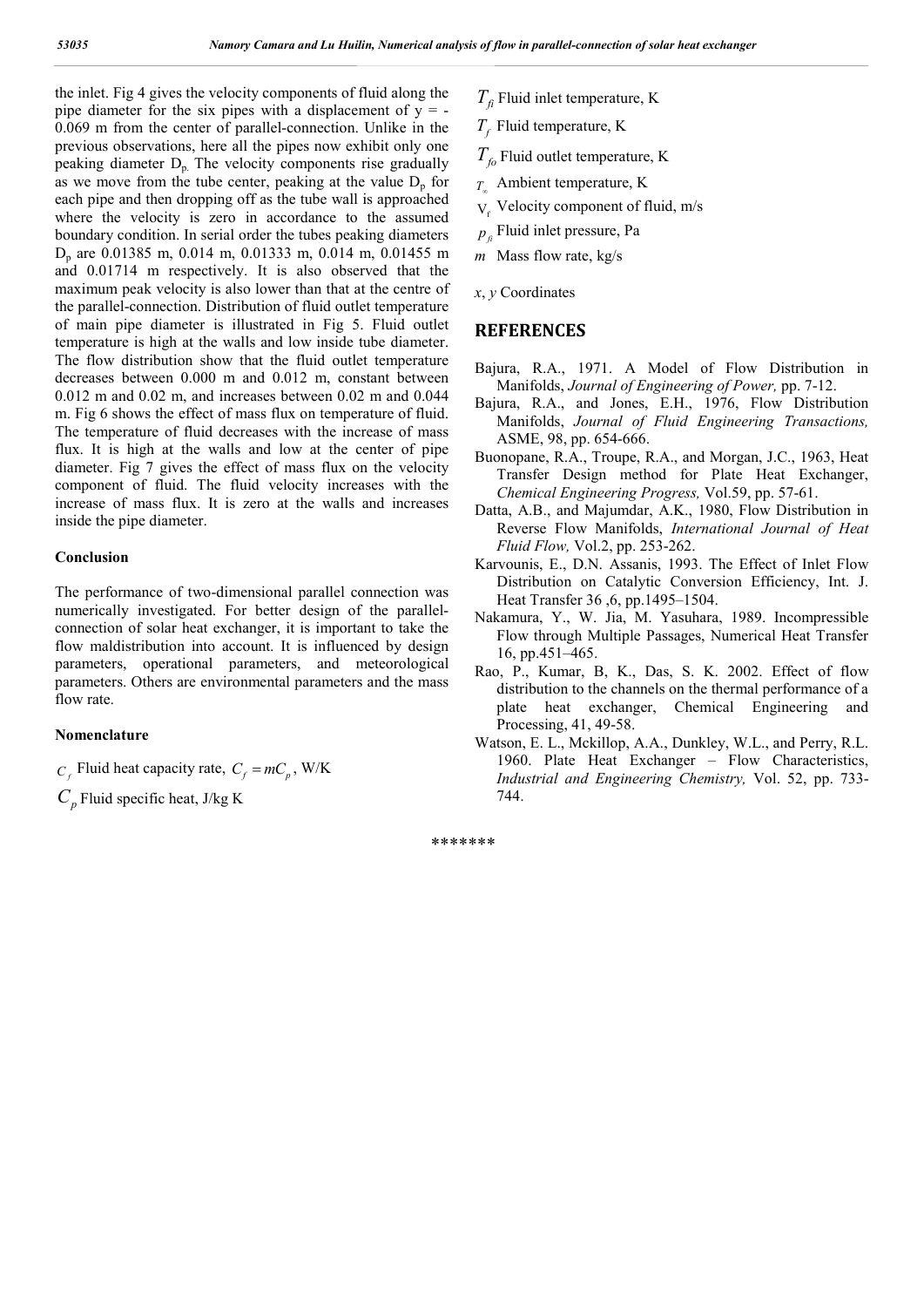the inlet. Fig 4 gives the velocity components of fluid along the pipe diameter for the six pipes with a displacement of y = -0.069 m from the center of parallel-connection. Unlike in the previous observations, here all the pipes now exhibit only one peaking diameter $D_p$. The velocity components rise gradually as we move from the tube center, peaking at the value $D_p$ for each pipe and then dropping off as the tube wall is approached where the velocity is zero in accordance to the assumed boundary condition. In serial order the tubes peaking diameters $D_p$ are 0.01385 m, 0.014 m, 0.01333 m, 0.014 m, 0.01455 m and 0.01714 m respectively. It is also observed that the maximum peak velocity is also lower than that at the centre of the parallel-connection. Distribution of fluid outlet temperature of main pipe diameter is illustrated in Fig 5. Fluid outlet temperature is high at the walls and low inside tube diameter. The flow distribution show that the fluid outlet temperature decreases between 0.000 m and 0.012 m, constant between 0.012 m and 0.02 m, and increases between 0.02 m and 0.044 m. Fig 6 shows the effect of mass flux on temperature of fluid. The temperature of fluid decreases with the increase of mass flux. It is high at the walls and low at the center of pipe diameter. Fig 7 gives the effect of mass flux on the velocity component of fluid. The fluid velocity increases with the increase of mass flux. It is zero at the walls and increases inside the pipe diameter.

## Conclusion

The performance of two-dimensional parallel connection was numerically investigated. For better design of the parallel-connection of solar heat exchanger, it is important to take the flow maldistribution into account. It is influenced by design parameters, operational parameters, and meteorological parameters. Others are environmental parameters and the mass flow rate.

## Nomenclature

$C_f$ Fluid heat capacity rate, $C_f = mC_p$, W/K

$C_p$ Fluid specific heat, J/kg K

$T_{fi}$ Fluid inlet temperature, K

$T_f$ Fluid temperature, K

$T_{fo}$ Fluid outlet temperature, K

$T_\infty$ Ambient temperature, K

$V_f$ Velocity component of fluid, m/s

$p_{fi}$ Fluid inlet pressure, Pa

$m$ Mass flow rate, kg/s

$x$, $y$ Coordinates

## REFERENCES

Bajura, R.A., 1971. A Model of Flow Distribution in Manifolds, *Journal of Engineering of Power,* pp. 7-12.

Bajura, R.A., and Jones, E.H., 1976, Flow Distribution Manifolds, *Journal of Fluid Engineering Transactions,* ASME, 98, pp. 654-666.

Buonopane, R.A., Troupe, R.A., and Morgan, J.C., 1963, Heat Transfer Design method for Plate Heat Exchanger, *Chemical Engineering Progress,* Vol.59, pp. 57-61.

Datta, A.B., and Majumdar, A.K., 1980, Flow Distribution in Reverse Flow Manifolds, *International Journal of Heat Fluid Flow,* Vol.2, pp. 253-262.

Karvounis, E., D.N. Assanis, 1993. The Effect of Inlet Flow Distribution on Catalytic Conversion Efficiency, Int. J. Heat Transfer 36 ,6, pp.1495–1504.

Nakamura, Y., W. Jia, M. Yasuhara, 1989. Incompressible Flow through Multiple Passages, Numerical Heat Transfer 16, pp.451–465.

Rao, P., Kumar, B, K., Das, S. K. 2002. Effect of flow distribution to the channels on the thermal performance of a plate heat exchanger, Chemical Engineering and Processing, 41, 49-58.

Watson, E. L., Mckillop, A.A., Dunkley, W.L., and Perry, R.L. 1960. Plate Heat Exchanger – Flow Characteristics, *Industrial and Engineering Chemistry,* Vol. 52, pp. 733-744.

*******